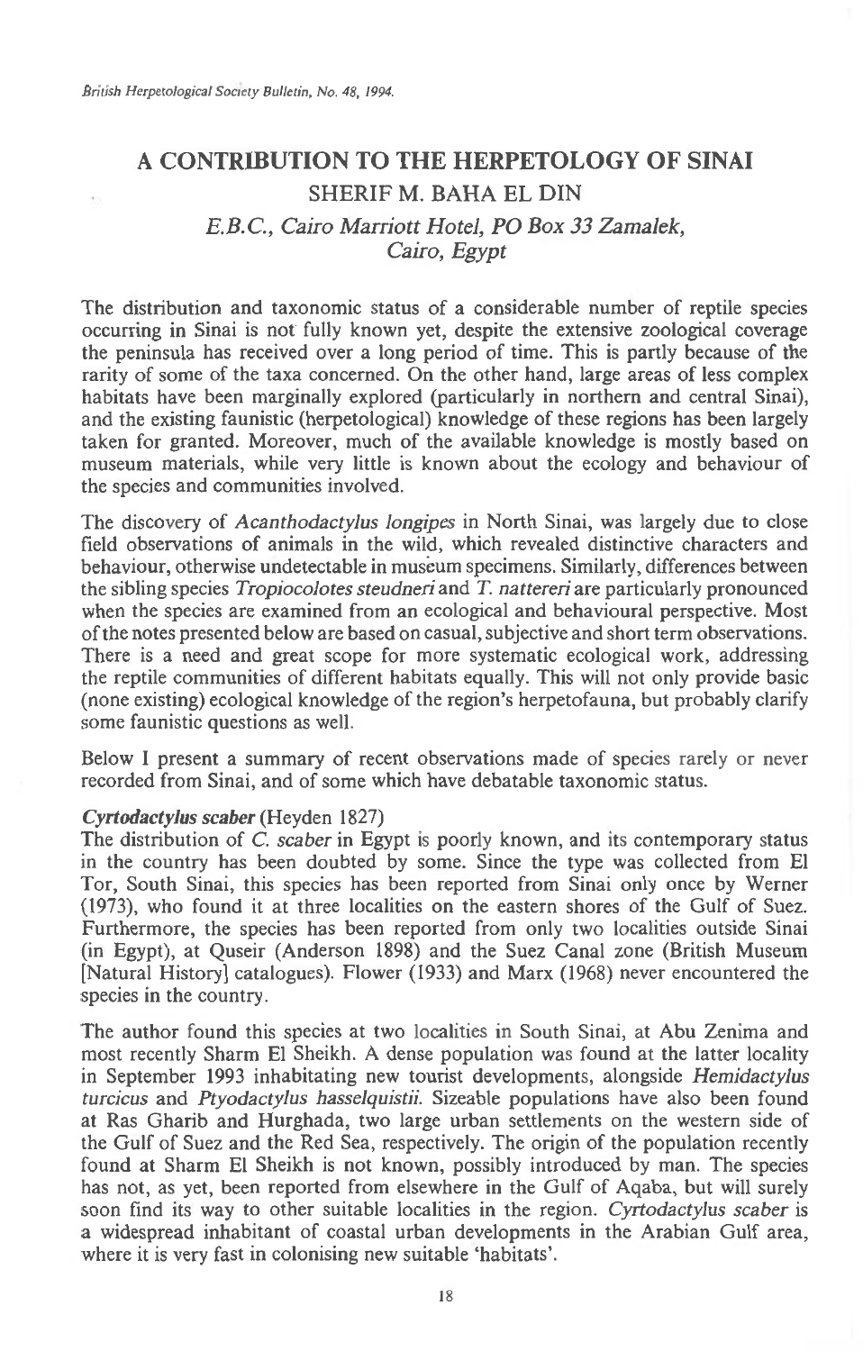# A CONTRIBUTION TO THE HERPETOLOGY OF SINAI

SHERIF M. BAHA EL DIN

*E.B.C., Cairo Marriott Hotel, PO Box 33 Zamalek, Cairo, Egypt*

The distribution and taxonomic status of a considerable number of reptile species occurring in Sinai is not fully known yet, despite the extensive zoological coverage the peninsula has received over a long period of time. This is partly because of the rarity of some of the taxa concerned. On the other hand, large areas of less complex habitats have been marginally explored (particularly in northern and central Sinai), and the existing faunistic (herpetological) knowledge of these regions has been largely taken for granted. Moreover, much of the available knowledge is mostly based on museum materials, while very little is known about the ecology and behaviour of the species and communities involved.

The discovery of *Acanthodactylus longipes* in North Sinai, was largely due to close field observations of animals in the wild, which revealed distinctive characters and behaviour, otherwise undetectable in museum specimens. Similarly, differences between the sibling species *Tropiocolotes steudneri* and *T. nattereri* are particularly pronounced when the species are examined from an ecological and behavioural perspective. Most of the notes presented below are based on casual, subjective and short term observations. There is a need and great scope for more systematic ecological work, addressing the reptile communities of different habitats equally. This will not only provide basic (none existing) ecological knowledge of the region's herpetofauna, but probably clarify some faunistic questions as well.

Below I present a summary of recent observations made of species rarely or never recorded from Sinai, and of some which have debatable taxonomic status.

**_Cyrtodactylus scaber_** **(Heyden 1827)**

The distribution of *C. scaber* in Egypt is poorly known, and its contemporary status in the country has been doubted by some. Since the type was collected from El Tor, South Sinai, this species has been reported from Sinai only once by Werner (1973), who found it at three localities on the eastern shores of the Gulf of Suez. Furthermore, the species has been reported from only two localities outside Sinai (in Egypt), at Quseir (Anderson 1898) and the Suez Canal zone (British Museum [Natural History] catalogues). Flower (1933) and Marx (1968) never encountered the species in the country.

The author found this species at two localities in South Sinai, at Abu Zenima and most recently Sharm El Sheikh. A dense population was found at the latter locality in September 1993 inhabitating new tourist developments, alongside *Hemidactylus turcicus* and *Ptyodactylus hasselquistii*. Sizeable populations have also been found at Ras Gharib and Hurghada, two large urban settlements on the western side of the Gulf of Suez and the Red Sea, respectively. The origin of the population recently found at Sharm El Sheikh is not known, possibly introduced by man. The species has not, as yet, been reported from elsewhere in the Gulf of Aqaba, but will surely soon find its way to other suitable localities in the region. *Cyrtodactylus scaber* is a widespread inhabitant of coastal urban developments in the Arabian Gulf area, where it is very fast in colonising new suitable 'habitats'.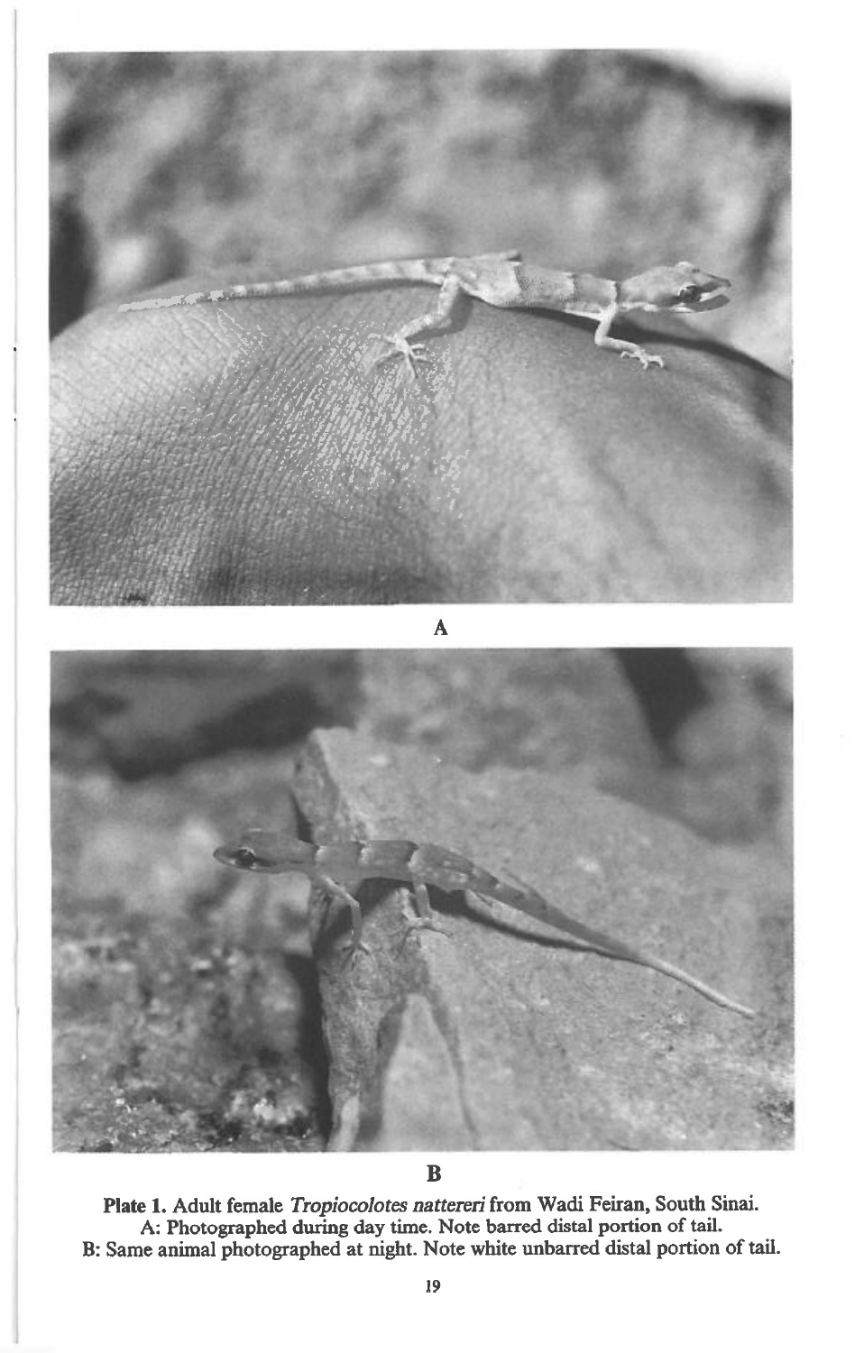A

B

**Plate 1.** Adult female *Tropiocolotes nattereri* from Wadi Feiran, South Sinai.
A: Photographed during day time. Note barred distal portion of tail.
B: Same animal photographed at night. Note white unbarred distal portion of tail.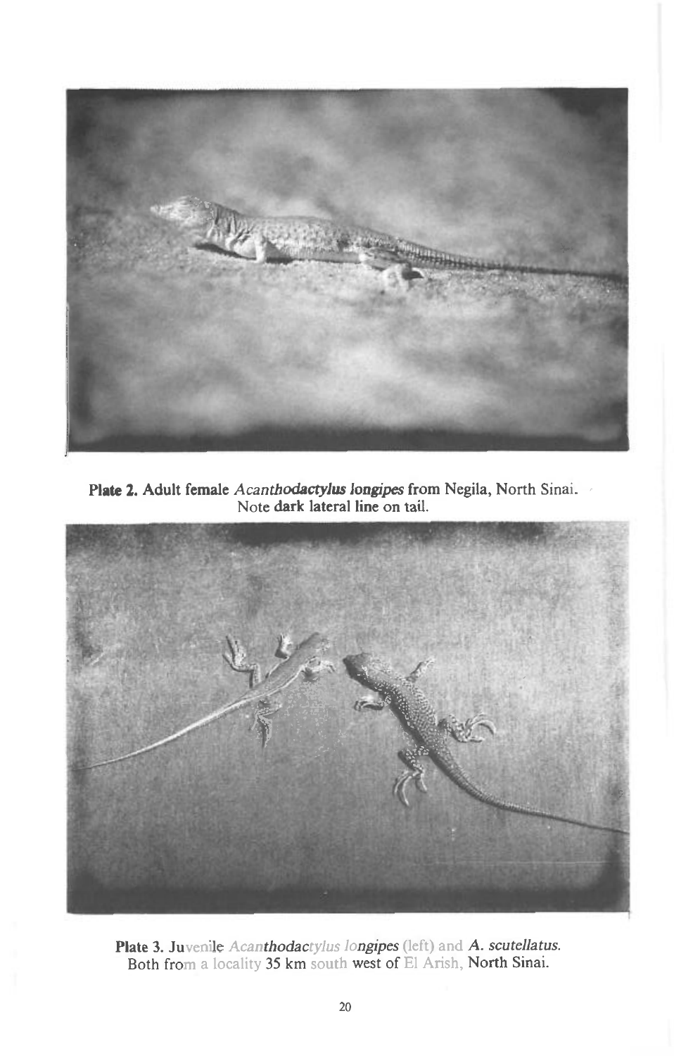**Plate 2.** Adult female *Acanthodactylus longipes* from Negila, North Sinai. Note dark lateral line on tail.

**Plate 3.** Juvenile *Acanthodactylus longipes* (left) and *A. scutellatus*. Both from a locality 35 km south west of El Arish, North Sinai.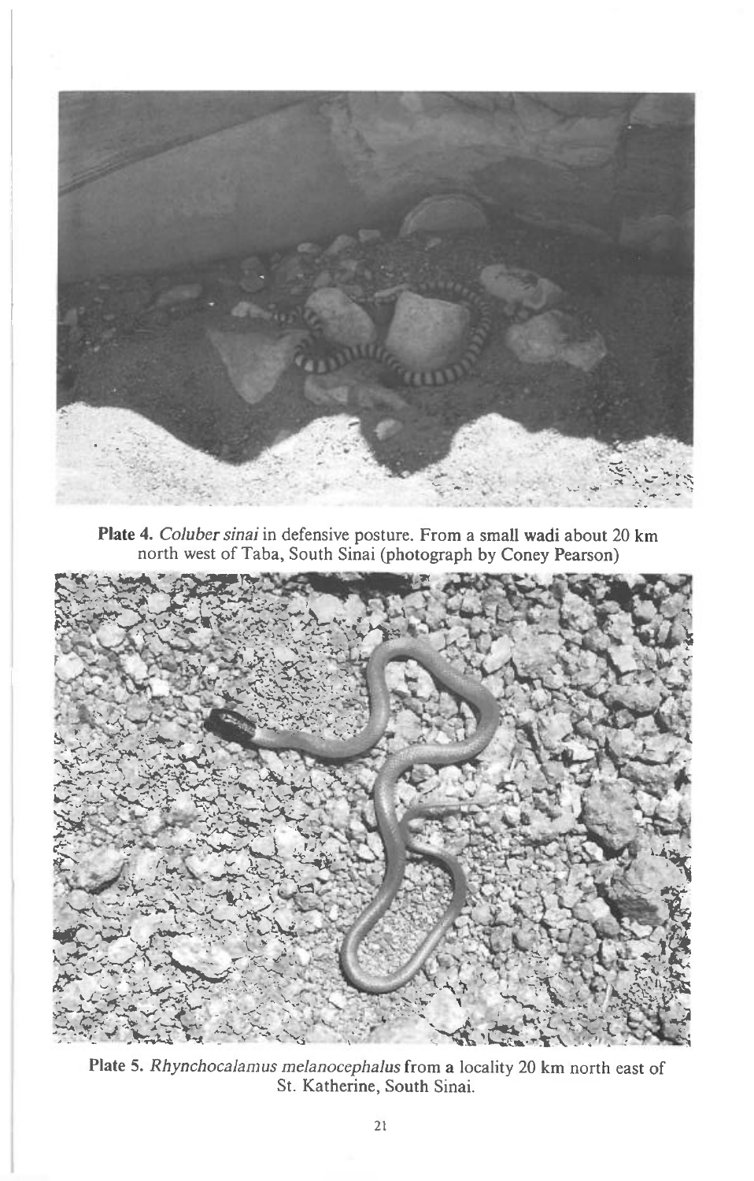**Plate 4.** *Coluber sinai* in defensive posture. From a small wadi about 20 km north west of Taba, South Sinai (photograph by Coney Pearson)

**Plate 5.** *Rhynchocalamus melanocephalus* from a locality 20 km north east of St. Katherine, South Sinai.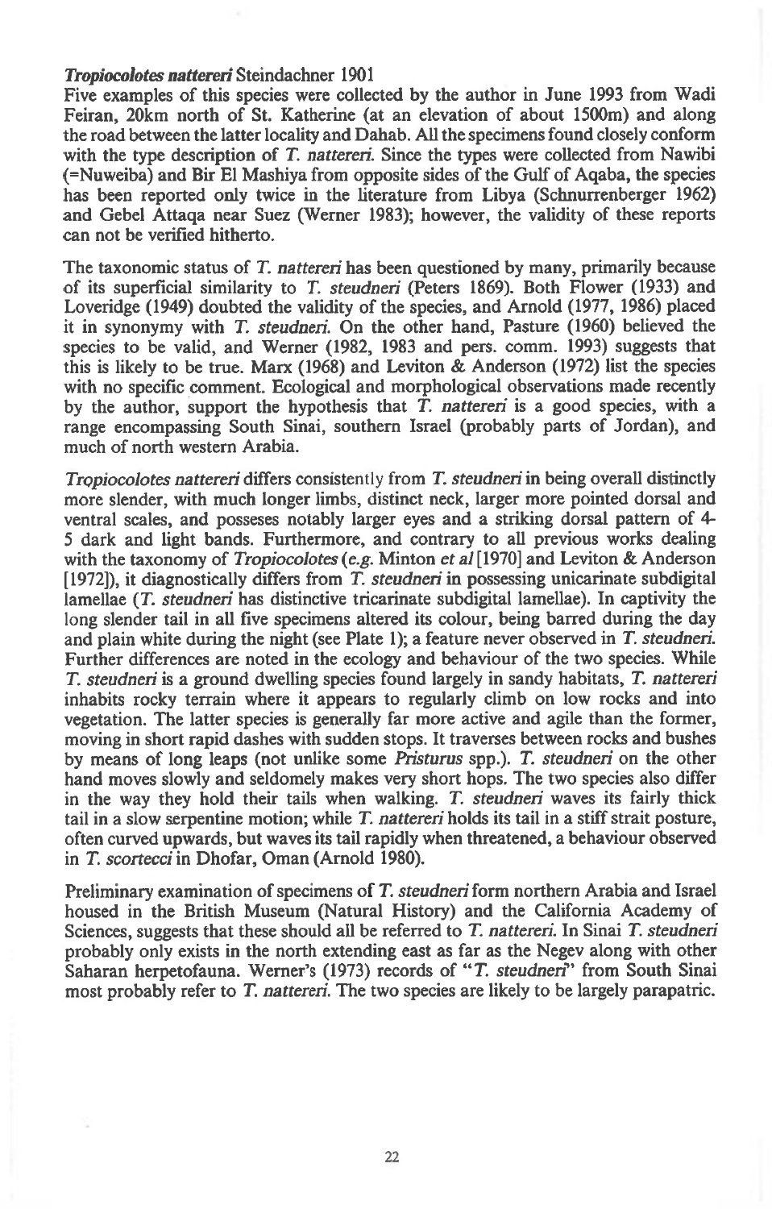***Tropiocolotes nattereri*** **Steindachner 1901**

Five examples of this species were collected by the author in June 1993 from Wadi Feiran, 20km north of St. Katherine (at an elevation of about 1500m) and along the road between the latter locality and Dahab. All the specimens found closely conform with the type description of *T. nattereri*. Since the types were collected from Nawibi (=Nuweiba) and Bir El Mashiya from opposite sides of the Gulf of Aqaba, the species has been reported only twice in the literature from Libya (Schnurrenberger 1962) and Gebel Attaqa near Suez (Werner 1983); however, the validity of these reports can not be verified hitherto.

The taxonomic status of *T. nattereri* has been questioned by many, primarily because of its superficial similarity to *T. steudneri* (Peters 1869). Both Flower (1933) and Loveridge (1949) doubted the validity of the species, and Arnold (1977, 1986) placed it in synonymy with *T. steudneri*. On the other hand, Pasture (1960) believed the species to be valid, and Werner (1982, 1983 and pers. comm. 1993) suggests that this is likely to be true. Marx (1968) and Leviton & Anderson (1972) list the species with no specific comment. Ecological and morphological observations made recently by the author, support the hypothesis that *T. nattereri* is a good species, with a range encompassing South Sinai, southern Israel (probably parts of Jordan), and much of north western Arabia.

*Tropiocolotes nattereri* differs consistently from *T. steudneri* in being overall distinctly more slender, with much longer limbs, distinct neck, larger more pointed dorsal and ventral scales, and posseses notably larger eyes and a striking dorsal pattern of 4-5 dark and light bands. Furthermore, and contrary to all previous works dealing with the taxonomy of *Tropiocolotes* (*e.g.* Minton *et al* [1970] and Leviton & Anderson [1972]), it diagnostically differs from *T. steudneri* in possessing unicarinate subdigital lamellae (*T. steudneri* has distinctive tricarinate subdigital lamellae). In captivity the long slender tail in all five specimens altered its colour, being barred during the day and plain white during the night (see Plate 1); a feature never observed in *T. steudneri*. Further differences are noted in the ecology and behaviour of the two species. While *T. steudneri* is a ground dwelling species found largely in sandy habitats, *T. nattereri* inhabits rocky terrain where it appears to regularly climb on low rocks and into vegetation. The latter species is generally far more active and agile than the former, moving in short rapid dashes with sudden stops. It traverses between rocks and bushes by means of long leaps (not unlike some *Pristurus* spp.). *T. steudneri* on the other hand moves slowly and seldomely makes very short hops. The two species also differ in the way they hold their tails when walking. *T. steudneri* waves its fairly thick tail in a slow serpentine motion; while *T. nattereri* holds its tail in a stiff strait posture, often curved upwards, but waves its tail rapidly when threatened, a behaviour observed in *T. scortecci* in Dhofar, Oman (Arnold 1980).

Preliminary examination of specimens of *T. steudneri* form northern Arabia and Israel housed in the British Museum (Natural History) and the California Academy of Sciences, suggests that these should all be referred to *T. nattereri*. In Sinai *T. steudneri* probably only exists in the north extending east as far as the Negev along with other Saharan herpetofauna. Werner's (1973) records of "*T. steudneri*" from South Sinai most probably refer to *T. nattereri*. The two species are likely to be largely parapatric.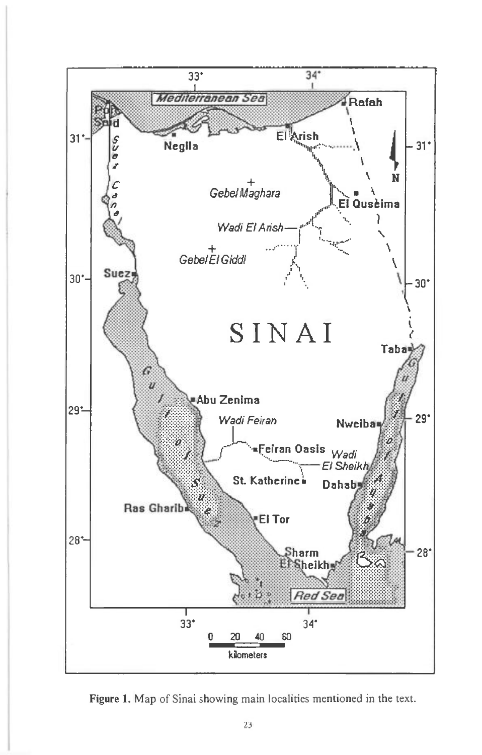Figure 1. Map of Sinai showing main localities mentioned in the text.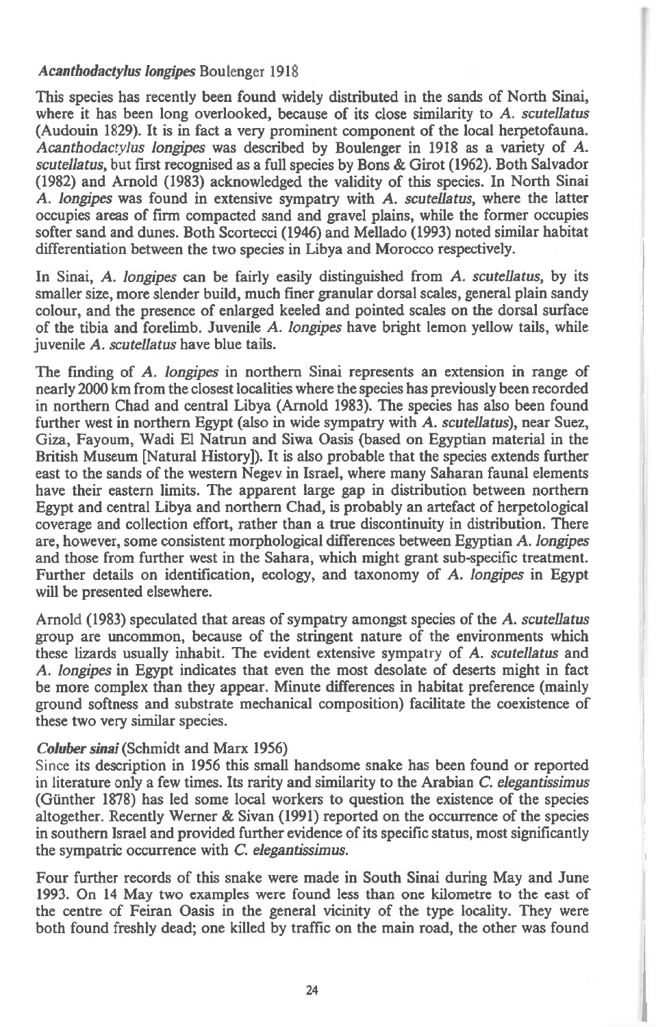### *Acanthodactylus longipes* Boulenger 1918

This species has recently been found widely distributed in the sands of North Sinai, where it has been long overlooked, because of its close similarity to *A. scutellatus* (Audouin 1829). It is in fact a very prominent component of the local herpetofauna. *Acanthodactylus longipes* was described by Boulenger in 1918 as a variety of *A. scutellatus*, but first recognised as a full species by Bons & Girot (1962). Both Salvador (1982) and Arnold (1983) acknowledged the validity of this species. In North Sinai *A. longipes* was found in extensive sympatry with *A. scutellatus*, where the latter occupies areas of firm compacted sand and gravel plains, while the former occupies softer sand and dunes. Both Scortecci (1946) and Mellado (1993) noted similar habitat differentiation between the two species in Libya and Morocco respectively.

In Sinai, *A. longipes* can be fairly easily distinguished from *A. scutellatus*, by its smaller size, more slender build, much finer granular dorsal scales, general plain sandy colour, and the presence of enlarged keeled and pointed scales on the dorsal surface of the tibia and forelimb. Juvenile *A. longipes* have bright lemon yellow tails, while juvenile *A. scutellatus* have blue tails.

The finding of *A. longipes* in northern Sinai represents an extension in range of nearly 2000 km from the closest localities where the species has previously been recorded in northern Chad and central Libya (Arnold 1983). The species has also been found further west in northern Egypt (also in wide sympatry with *A. scutellatus*), near Suez, Giza, Fayoum, Wadi El Natrun and Siwa Oasis (based on Egyptian material in the British Museum [Natural History]). It is also probable that the species extends further east to the sands of the western Negev in Israel, where many Saharan faunal elements have their eastern limits. The apparent large gap in distribution between northern Egypt and central Libya and northern Chad, is probably an artefact of herpetological coverage and collection effort, rather than a true discontinuity in distribution. There are, however, some consistent morphological differences between Egyptian *A. longipes* and those from further west in the Sahara, which might grant sub-specific treatment. Further details on identification, ecology, and taxonomy of *A. longipes* in Egypt will be presented elsewhere.

Arnold (1983) speculated that areas of sympatry amongst species of the *A. scutellatus* group are uncommon, because of the stringent nature of the environments which these lizards usually inhabit. The evident extensive sympatry of *A. scutellatus* and *A. longipes* in Egypt indicates that even the most desolate of deserts might in fact be more complex than they appear. Minute differences in habitat preference (mainly ground softness and substrate mechanical composition) facilitate the coexistence of these two very similar species.

### *Coluber sinai* (Schmidt and Marx 1956)

Since its description in 1956 this small handsome snake has been found or reported in literature only a few times. Its rarity and similarity to the Arabian *C. elegantissimus* (Günther 1878) has led some local workers to question the existence of the species altogether. Recently Werner & Sivan (1991) reported on the occurrence of the species in southern Israel and provided further evidence of its specific status, most significantly the sympatric occurrence with *C. elegantissimus*.

Four further records of this snake were made in South Sinai during May and June 1993. On 14 May two examples were found less than one kilometre to the east of the centre of Feiran Oasis in the general vicinity of the type locality. They were both found freshly dead; one killed by traffic on the main road, the other was found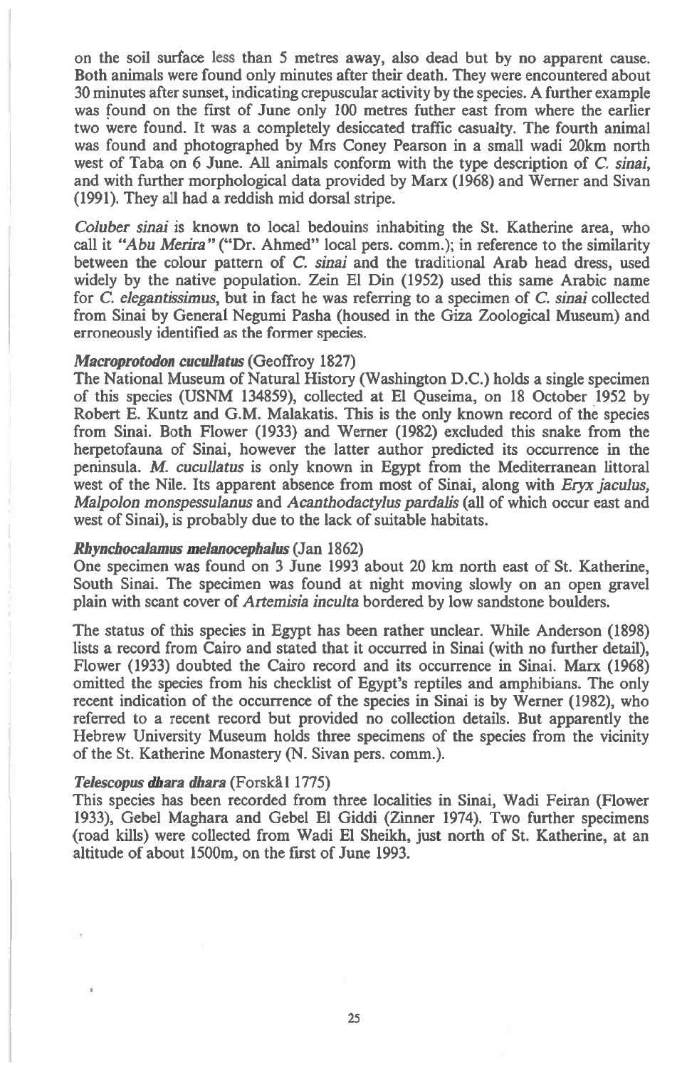on the soil surface less than 5 metres away, also dead but by no apparent cause. Both animals were found only minutes after their death. They were encountered about 30 minutes after sunset, indicating crepuscular activity by the species. A further example was found on the first of June only 100 metres futher east from where the earlier two were found. It was a completely desiccated traffic casualty. The fourth animal was found and photographed by Mrs Coney Pearson in a small wadi 20km north west of Taba on 6 June. All animals conform with the type description of *C. sinai*, and with further morphological data provided by Marx (1968) and Werner and Sivan (1991). They all had a reddish mid dorsal stripe.

*Coluber sinai* is known to local bedouins inhabiting the St. Katherine area, who call it *"Abu Merira"* ("Dr. Ahmed" local pers. comm.); in reference to the similarity between the colour pattern of *C. sinai* and the traditional Arab head dress, used widely by the native population. Zein El Din (1952) used this same Arabic name for *C. elegantissimus*, but in fact he was referring to a specimen of *C. sinai* collected from Sinai by General Negumi Pasha (housed in the Giza Zoological Museum) and erroneously identified as the former species.

***Macroprotodon cucullatus*** **(Geoffroy 1827)**
The National Museum of Natural History (Washington D.C.) holds a single specimen of this species (USNM 134859), collected at El Quseima, on 18 October 1952 by Robert E. Kuntz and G.M. Malakatis. This is the only known record of the species from Sinai. Both Flower (1933) and Werner (1982) excluded this snake from the herpetofauna of Sinai, however the latter author predicted its occurrence in the peninsula. *M. cucullatus* is only known in Egypt from the Mediterranean littoral west of the Nile. Its apparent absence from most of Sinai, along with *Eryx jaculus*, *Malpolon monspessulanus* and *Acanthodactylus pardalis* (all of which occur east and west of Sinai), is probably due to the lack of suitable habitats.

***Rhynchocalamus melanocephalus*** **(Jan 1862)**
One specimen was found on 3 June 1993 about 20 km north east of St. Katherine, South Sinai. The specimen was found at night moving slowly on an open gravel plain with scant cover of *Artemisia inculta* bordered by low sandstone boulders.

The status of this species in Egypt has been rather unclear. While Anderson (1898) lists a record from Cairo and stated that it occurred in Sinai (with no further detail), Flower (1933) doubted the Cairo record and its occurrence in Sinai. Marx (1968) omitted the species from his checklist of Egypt's reptiles and amphibians. The only recent indication of the occurrence of the species in Sinai is by Werner (1982), who referred to a recent record but provided no collection details. But apparently the Hebrew University Museum holds three specimens of the species from the vicinity of the St. Katherine Monastery (N. Sivan pers. comm.).

***Telescopus dhara dhara*** **(Forskål 1775)**
This species has been recorded from three localities in Sinai, Wadi Feiran (Flower 1933), Gebel Maghara and Gebel El Giddi (Zinner 1974). Two further specimens (road kills) were collected from Wadi El Sheikh, just north of St. Katherine, at an altitude of about 1500m, on the first of June 1993.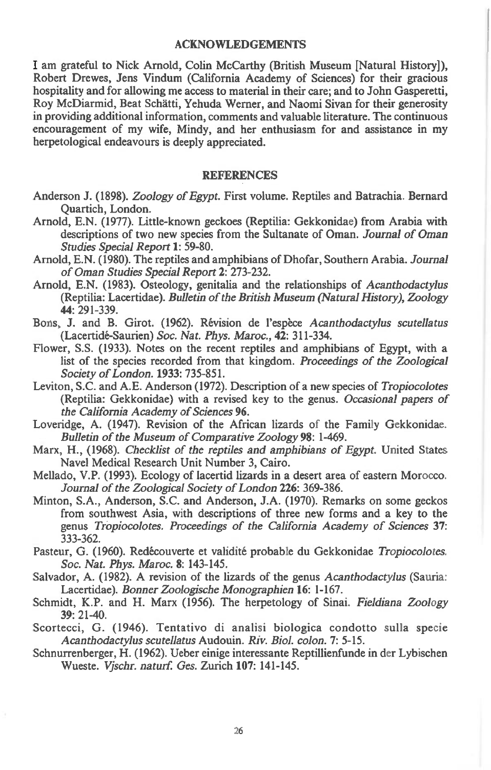## ACKNOWLEDGEMENTS

I am grateful to Nick Arnold, Colin McCarthy (British Museum [Natural History]), Robert Drewes, Jens Vindum (California Academy of Sciences) for their gracious hospitality and for allowing me access to material in their care; and to John Gasperetti, Roy McDiarmid, Beat Schätti, Yehuda Werner, and Naomi Sivan for their generosity in providing additional information, comments and valuable literature. The continuous encouragement of my wife, Mindy, and her enthusiasm for and assistance in my herpetological endeavours is deeply appreciated.

## REFERENCES

Anderson J. (1898). *Zoology of Egypt.* First volume. Reptiles and Batrachia. Bernard Quartich, London.

Arnold, E.N. (1977). Little-known geckoes (Reptilia: Gekkonidae) from Arabia with descriptions of two new species from the Sultanate of Oman. *Journal of Oman Studies Special Report* **1**: 59-80.

Arnold, E.N. (1980). The reptiles and amphibians of Dhofar, Southern Arabia. *Journal of Oman Studies Special Report* **2**: 273-232.

Arnold, E.N. (1983). Osteology, genitalia and the relationships of *Acanthodactylus* (Reptilia: Lacertidae). *Bulletin of the British Museum (Natural History), Zoology* **44**: 291-339.

Bons, J. and B. Girot. (1962). Rêvision de l'espèce *Acanthodactylus scutellatus* (Lacertidé-Saurien) *Soc. Nat. Phys. Maroc.*, **42**: 311-334.

Flower, S.S. (1933). Notes on the recent reptiles and amphibians of Egypt, with a list of the species recorded from that kingdom. *Proceedings of the Zoological Society of London.* **1933**: 735-851.

Leviton, S.C. and A.E. Anderson (1972). Description of a new species of *Tropiocolotes* (Reptilia: Gekkonidae) with a revised key to the genus. *Occasional papers of the California Academy of Sciences* **96**.

Loveridge, A. (1947). Revision of the African lizards of the Family Gekkonidae. *Bulletin of the Museum of Comparative Zoology* **98**: 1-469.

Marx, H., (1968). *Checklist of the reptiles and amphibians of Egypt.* United States Navel Medical Research Unit Number 3, Cairo.

Mellado, V.P. (1993). Ecology of lacertid lizards in a desert area of eastern Morocco. *Journal of the Zoological Society of London* **226**: 369-386.

Minton, S.A., Anderson, S.C. and Anderson, J.A. (1970). Remarks on some geckos from southwest Asia, with descriptions of three new forms and a key to the genus *Tropiocolotes. Proceedings of the California Academy of Sciences* **37**: 333-362.

Pasteur, G. (1960). Redécouverte et validité probable du Gekkonidae *Tropiocolotes. Soc. Nat. Phys. Maroc.* **8**: 143-145.

Salvador, A. (1982). A revision of the lizards of the genus *Acanthodactylus* (Sauria: Lacertidae). *Bonner Zoologische Monographien* **16**: 1-167.

Schmidt, K.P. and H. Marx (1956). The herpetology of Sinai. *Fieldiana Zoology* **39**: 21-40.

Scortecci, G. (1946). Tentativo di analisi biologica condotto sulla specie *Acanthodactylus scutellatus* Audouin. *Riv. Biol. colon.* **7**: 5-15.

Schnurrenberger, H. (1962). Ueber einige interessante Reptillienfunde in der Lybischen Wueste. *Vjschr. naturf. Ges.* Zurich **107**: 141-145.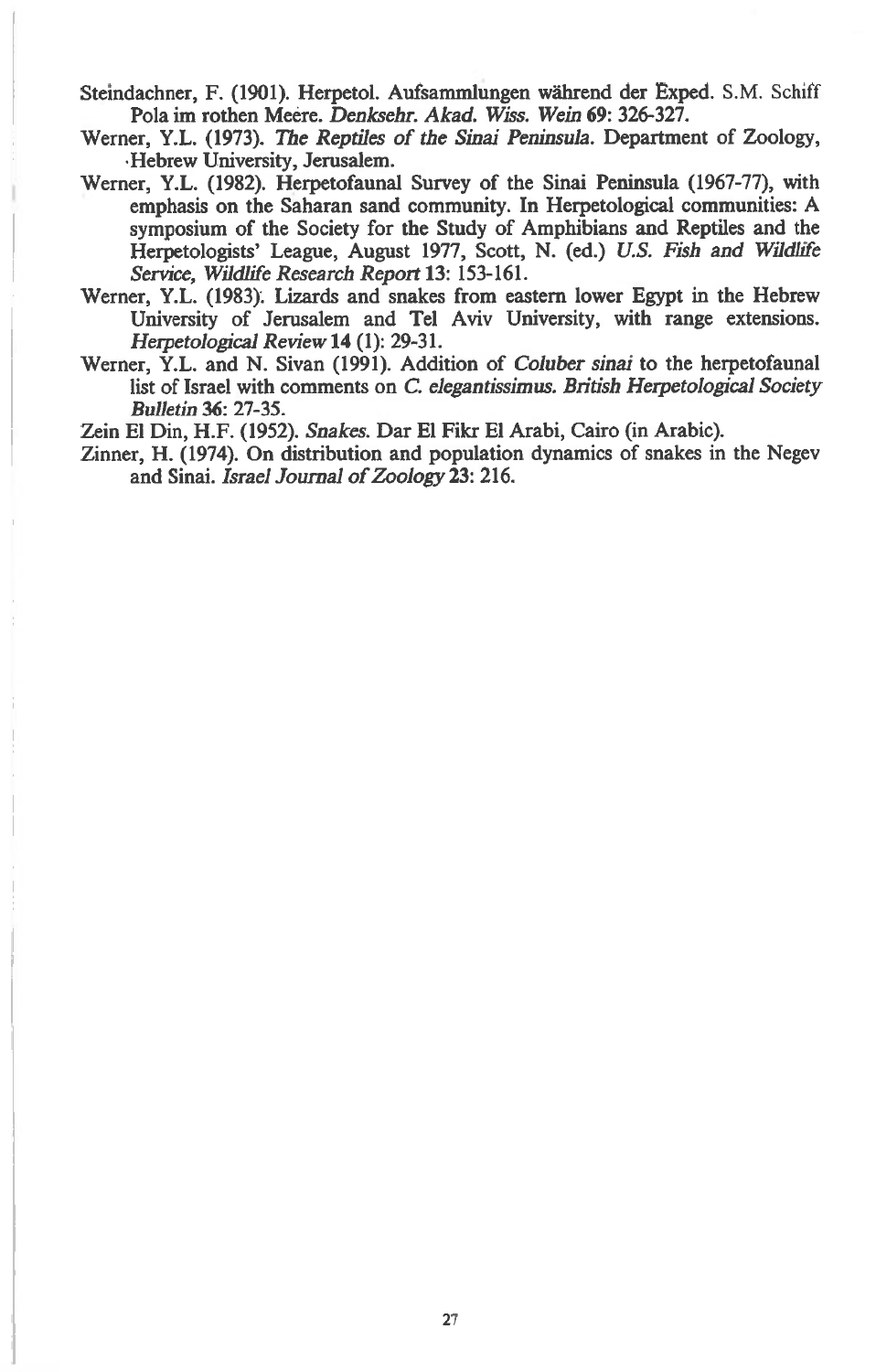Steindachner, F. (1901). Herpetol. Aufsammlungen während der Exped. S.M. Schiff Pola im rothen Meere. *Denksehr. Akad. Wiss. Wein* **69**: 326-327.

Werner, Y.L. (1973). *The Reptiles of the Sinai Peninsula*. Department of Zoology, Hebrew University, Jerusalem.

Werner, Y.L. (1982). Herpetofaunal Survey of the Sinai Peninsula (1967-77), with emphasis on the Saharan sand community. In Herpetological communities: A symposium of the Society for the Study of Amphibians and Reptiles and the Herpetologists' League, August 1977, Scott, N. (ed.) *U.S. Fish and Wildlife Service, Wildlife Research Report* **13**: 153-161.

Werner, Y.L. (1983). Lizards and snakes from eastern lower Egypt in the Hebrew University of Jerusalem and Tel Aviv University, with range extensions. *Herpetological Review* **14** (1): 29-31.

Werner, Y.L. and N. Sivan (1991). Addition of *Coluber sinai* to the herpetofaunal list of Israel with comments on *C. elegantissimus*. *British Herpetological Society Bulletin* **36**: 27-35.

Zein El Din, H.F. (1952). *Snakes*. Dar El Fikr El Arabi, Cairo (in Arabic).

Zinner, H. (1974). On distribution and population dynamics of snakes in the Negev and Sinai. *Israel Journal of Zoology* **23**: 216.